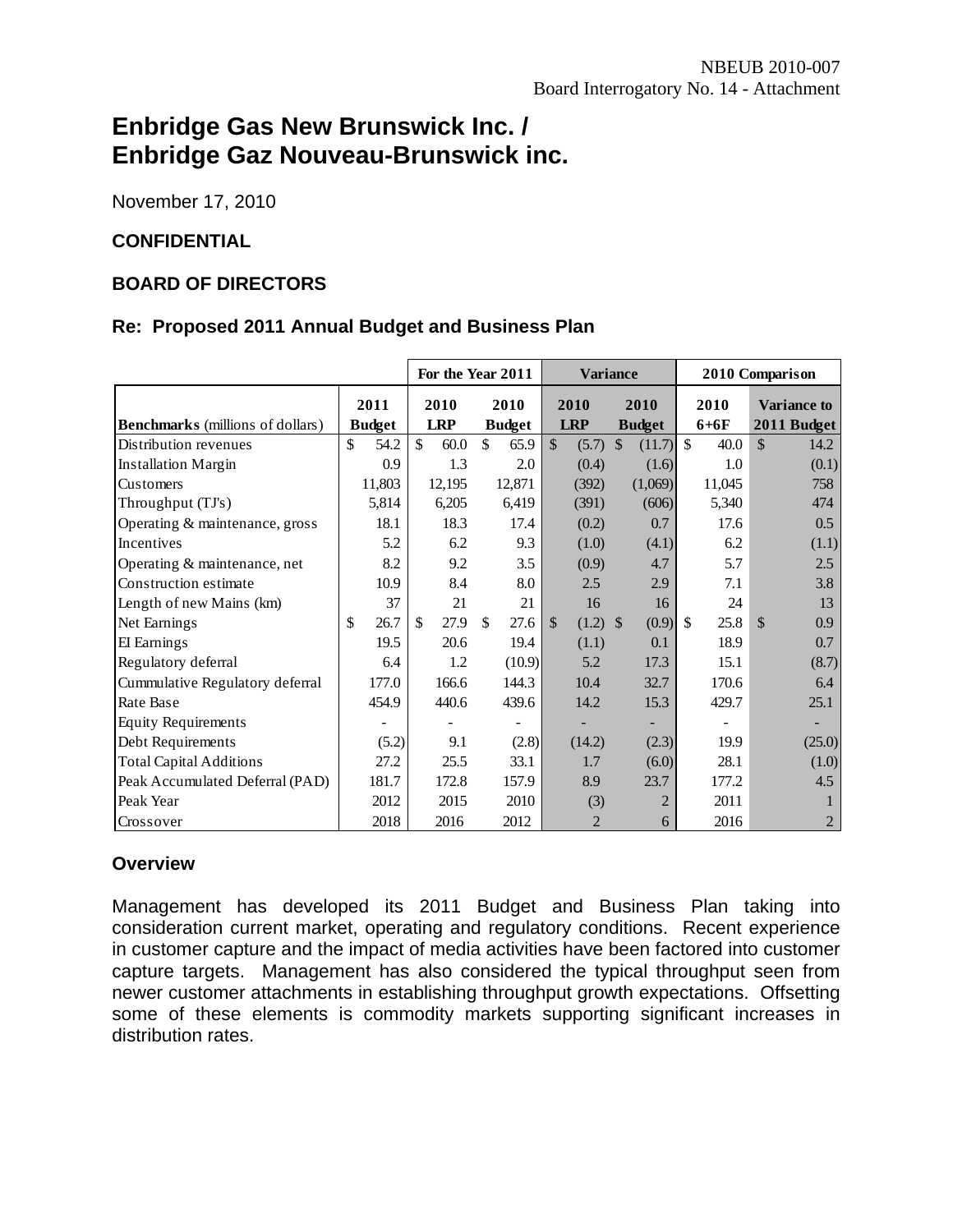NBEUB 2010-007
Board Interrogatory No. 14 - Attachment

# Enbridge Gas New Brunswick Inc. / Enbridge Gaz Nouveau-Brunswick inc.

November 17, 2010

**CONFIDENTIAL**

**BOARD OF DIRECTORS**

**Re: Proposed 2011 Annual Budget and Business Plan**

| | For the Year 2011 | | | Variance | | 2010 Comparison | |
|---|---|---|---|---|---|---|---|
| **Benchmarks** (millions of dollars) | **2011 Budget** | **2010 LRP** | **2010 Budget** | **2010 LRP** | **2010 Budget** | **2010 6+6F** | **Variance to 2011 Budget** |
| Distribution revenues | $ 54.2 | $ 60.0 | $ 65.9 | $ (5.7) | $ (11.7) | $ 40.0 | $ 14.2 |
| Installation Margin | 0.9 | 1.3 | 2.0 | (0.4) | (1.6) | 1.0 | (0.1) |
| Customers | 11,803 | 12,195 | 12,871 | (392) | (1,069) | 11,045 | 758 |
| Throughput (TJ's) | 5,814 | 6,205 | 6,419 | (391) | (606) | 5,340 | 474 |
| Operating & maintenance, gross | 18.1 | 18.3 | 17.4 | (0.2) | 0.7 | 17.6 | 0.5 |
| Incentives | 5.2 | 6.2 | 9.3 | (1.0) | (4.1) | 6.2 | (1.1) |
| Operating & maintenance, net | 8.2 | 9.2 | 3.5 | (0.9) | 4.7 | 5.7 | 2.5 |
| Construction estimate | 10.9 | 8.4 | 8.0 | 2.5 | 2.9 | 7.1 | 3.8 |
| Length of new Mains (km) | 37 | 21 | 21 | 16 | 16 | 24 | 13 |
| Net Earnings | $ 26.7 | $ 27.9 | $ 27.6 | $ (1.2) | $ (0.9) | $ 25.8 | $ 0.9 |
| EI Earnings | 19.5 | 20.6 | 19.4 | (1.1) | 0.1 | 18.9 | 0.7 |
| Regulatory deferral | 6.4 | 1.2 | (10.9) | 5.2 | 17.3 | 15.1 | (8.7) |
| Cummulative Regulatory deferral | 177.0 | 166.6 | 144.3 | 10.4 | 32.7 | 170.6 | 6.4 |
| Rate Base | 454.9 | 440.6 | 439.6 | 14.2 | 15.3 | 429.7 | 25.1 |
| Equity Requirements | - | - | - | - | - | - | - |
| Debt Requirements | (5.2) | 9.1 | (2.8) | (14.2) | (2.3) | 19.9 | (25.0) |
| Total Capital Additions | 27.2 | 25.5 | 33.1 | 1.7 | (6.0) | 28.1 | (1.0) |
| Peak Accumulated Deferral (PAD) | 181.7 | 172.8 | 157.9 | 8.9 | 23.7 | 177.2 | 4.5 |
| Peak Year | 2012 | 2015 | 2010 | (3) | 2 | 2011 | 1 |
| Crossover | 2018 | 2016 | 2012 | 2 | 6 | 2016 | 2 |

### Overview

Management has developed its 2011 Budget and Business Plan taking into consideration current market, operating and regulatory conditions. Recent experience in customer capture and the impact of media activities have been factored into customer capture targets. Management has also considered the typical throughput seen from newer customer attachments in establishing throughput growth expectations. Offsetting some of these elements is commodity markets supporting significant increases in distribution rates.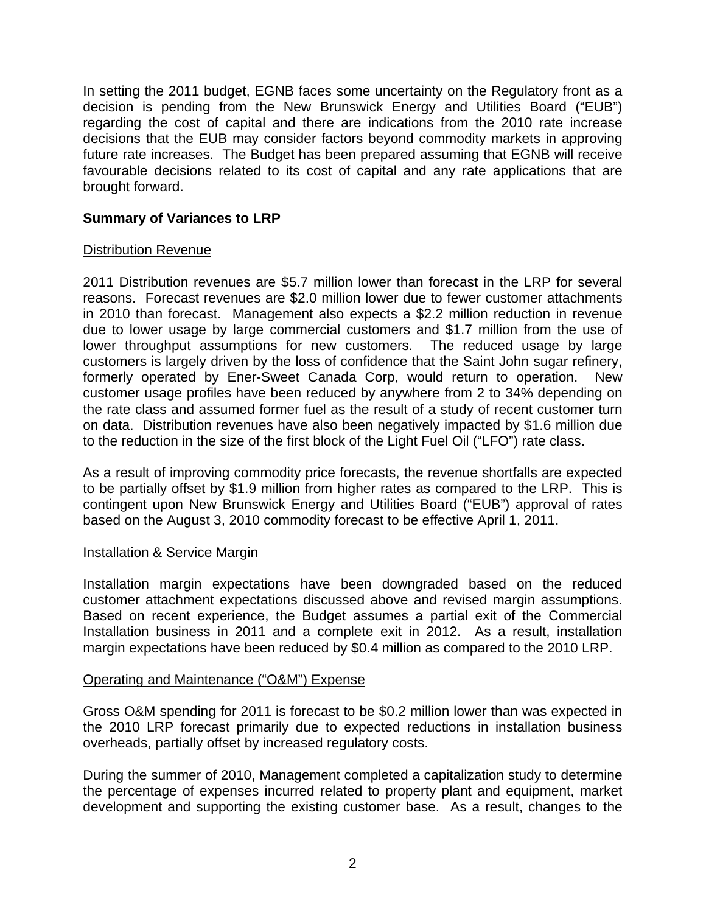In setting the 2011 budget, EGNB faces some uncertainty on the Regulatory front as a decision is pending from the New Brunswick Energy and Utilities Board ("EUB") regarding the cost of capital and there are indications from the 2010 rate increase decisions that the EUB may consider factors beyond commodity markets in approving future rate increases. The Budget has been prepared assuming that EGNB will receive favourable decisions related to its cost of capital and any rate applications that are brought forward.

**Summary of Variances to LRP**

Distribution Revenue

2011 Distribution revenues are $5.7 million lower than forecast in the LRP for several reasons. Forecast revenues are $2.0 million lower due to fewer customer attachments in 2010 than forecast. Management also expects a $2.2 million reduction in revenue due to lower usage by large commercial customers and $1.7 million from the use of lower throughput assumptions for new customers. The reduced usage by large customers is largely driven by the loss of confidence that the Saint John sugar refinery, formerly operated by Ener-Sweet Canada Corp, would return to operation. New customer usage profiles have been reduced by anywhere from 2 to 34% depending on the rate class and assumed former fuel as the result of a study of recent customer turn on data. Distribution revenues have also been negatively impacted by $1.6 million due to the reduction in the size of the first block of the Light Fuel Oil ("LFO") rate class.

As a result of improving commodity price forecasts, the revenue shortfalls are expected to be partially offset by $1.9 million from higher rates as compared to the LRP. This is contingent upon New Brunswick Energy and Utilities Board ("EUB") approval of rates based on the August 3, 2010 commodity forecast to be effective April 1, 2011.

Installation & Service Margin

Installation margin expectations have been downgraded based on the reduced customer attachment expectations discussed above and revised margin assumptions. Based on recent experience, the Budget assumes a partial exit of the Commercial Installation business in 2011 and a complete exit in 2012. As a result, installation margin expectations have been reduced by $0.4 million as compared to the 2010 LRP.

Operating and Maintenance ("O&M") Expense

Gross O&M spending for 2011 is forecast to be $0.2 million lower than was expected in the 2010 LRP forecast primarily due to expected reductions in installation business overheads, partially offset by increased regulatory costs.

During the summer of 2010, Management completed a capitalization study to determine the percentage of expenses incurred related to property plant and equipment, market development and supporting the existing customer base. As a result, changes to the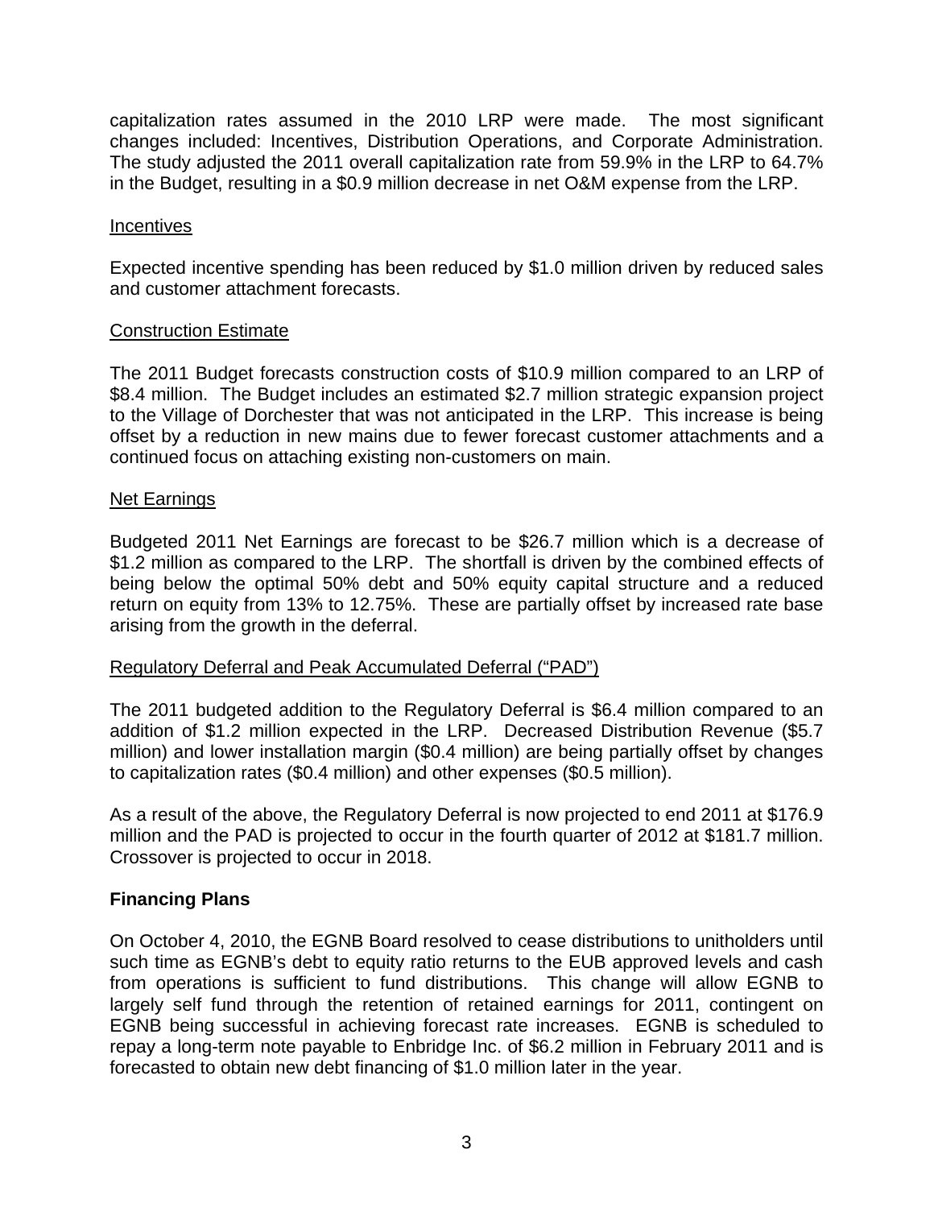capitalization rates assumed in the 2010 LRP were made. The most significant changes included: Incentives, Distribution Operations, and Corporate Administration. The study adjusted the 2011 overall capitalization rate from 59.9% in the LRP to 64.7% in the Budget, resulting in a $0.9 million decrease in net O&M expense from the LRP.

<u>Incentives</u>

Expected incentive spending has been reduced by $1.0 million driven by reduced sales and customer attachment forecasts.

<u>Construction Estimate</u>

The 2011 Budget forecasts construction costs of $10.9 million compared to an LRP of $8.4 million. The Budget includes an estimated $2.7 million strategic expansion project to the Village of Dorchester that was not anticipated in the LRP. This increase is being offset by a reduction in new mains due to fewer forecast customer attachments and a continued focus on attaching existing non-customers on main.

<u>Net Earnings</u>

Budgeted 2011 Net Earnings are forecast to be $26.7 million which is a decrease of $1.2 million as compared to the LRP. The shortfall is driven by the combined effects of being below the optimal 50% debt and 50% equity capital structure and a reduced return on equity from 13% to 12.75%. These are partially offset by increased rate base arising from the growth in the deferral.

<u>Regulatory Deferral and Peak Accumulated Deferral ("PAD")</u>

The 2011 budgeted addition to the Regulatory Deferral is $6.4 million compared to an addition of $1.2 million expected in the LRP. Decreased Distribution Revenue ($5.7 million) and lower installation margin ($0.4 million) are being partially offset by changes to capitalization rates ($0.4 million) and other expenses ($0.5 million).

As a result of the above, the Regulatory Deferral is now projected to end 2011 at $176.9 million and the PAD is projected to occur in the fourth quarter of 2012 at $181.7 million. Crossover is projected to occur in 2018.

**Financing Plans**

On October 4, 2010, the EGNB Board resolved to cease distributions to unitholders until such time as EGNB's debt to equity ratio returns to the EUB approved levels and cash from operations is sufficient to fund distributions. This change will allow EGNB to largely self fund through the retention of retained earnings for 2011, contingent on EGNB being successful in achieving forecast rate increases. EGNB is scheduled to repay a long-term note payable to Enbridge Inc. of $6.2 million in February 2011 and is forecasted to obtain new debt financing of $1.0 million later in the year.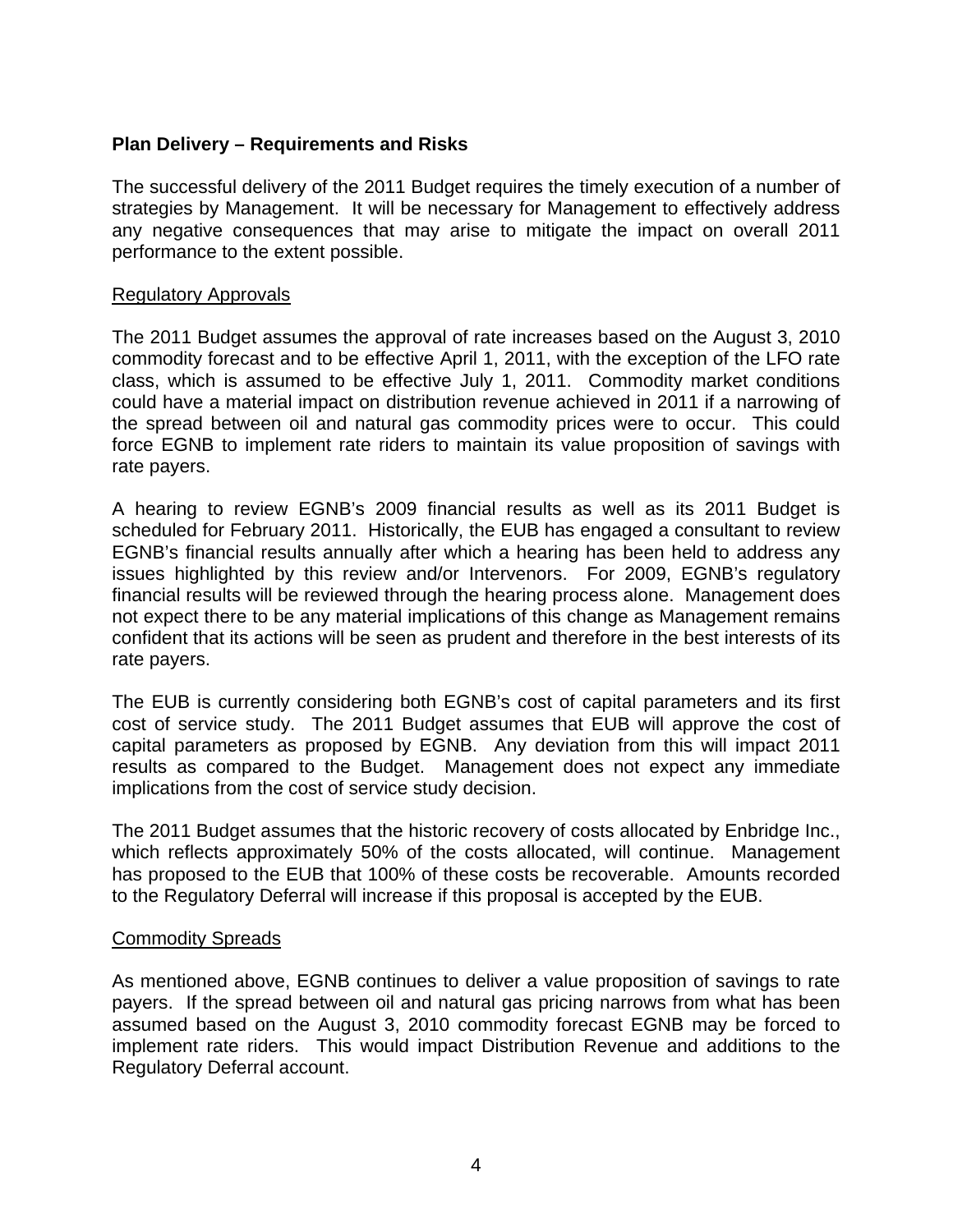**Plan Delivery – Requirements and Risks**

The successful delivery of the 2011 Budget requires the timely execution of a number of strategies by Management. It will be necessary for Management to effectively address any negative consequences that may arise to mitigate the impact on overall 2011 performance to the extent possible.

Regulatory Approvals

The 2011 Budget assumes the approval of rate increases based on the August 3, 2010 commodity forecast and to be effective April 1, 2011, with the exception of the LFO rate class, which is assumed to be effective July 1, 2011. Commodity market conditions could have a material impact on distribution revenue achieved in 2011 if a narrowing of the spread between oil and natural gas commodity prices were to occur. This could force EGNB to implement rate riders to maintain its value proposition of savings with rate payers.

A hearing to review EGNB's 2009 financial results as well as its 2011 Budget is scheduled for February 2011. Historically, the EUB has engaged a consultant to review EGNB's financial results annually after which a hearing has been held to address any issues highlighted by this review and/or Intervenors. For 2009, EGNB's regulatory financial results will be reviewed through the hearing process alone. Management does not expect there to be any material implications of this change as Management remains confident that its actions will be seen as prudent and therefore in the best interests of its rate payers.

The EUB is currently considering both EGNB's cost of capital parameters and its first cost of service study. The 2011 Budget assumes that EUB will approve the cost of capital parameters as proposed by EGNB. Any deviation from this will impact 2011 results as compared to the Budget. Management does not expect any immediate implications from the cost of service study decision.

The 2011 Budget assumes that the historic recovery of costs allocated by Enbridge Inc., which reflects approximately 50% of the costs allocated, will continue. Management has proposed to the EUB that 100% of these costs be recoverable. Amounts recorded to the Regulatory Deferral will increase if this proposal is accepted by the EUB.

Commodity Spreads

As mentioned above, EGNB continues to deliver a value proposition of savings to rate payers. If the spread between oil and natural gas pricing narrows from what has been assumed based on the August 3, 2010 commodity forecast EGNB may be forced to implement rate riders. This would impact Distribution Revenue and additions to the Regulatory Deferral account.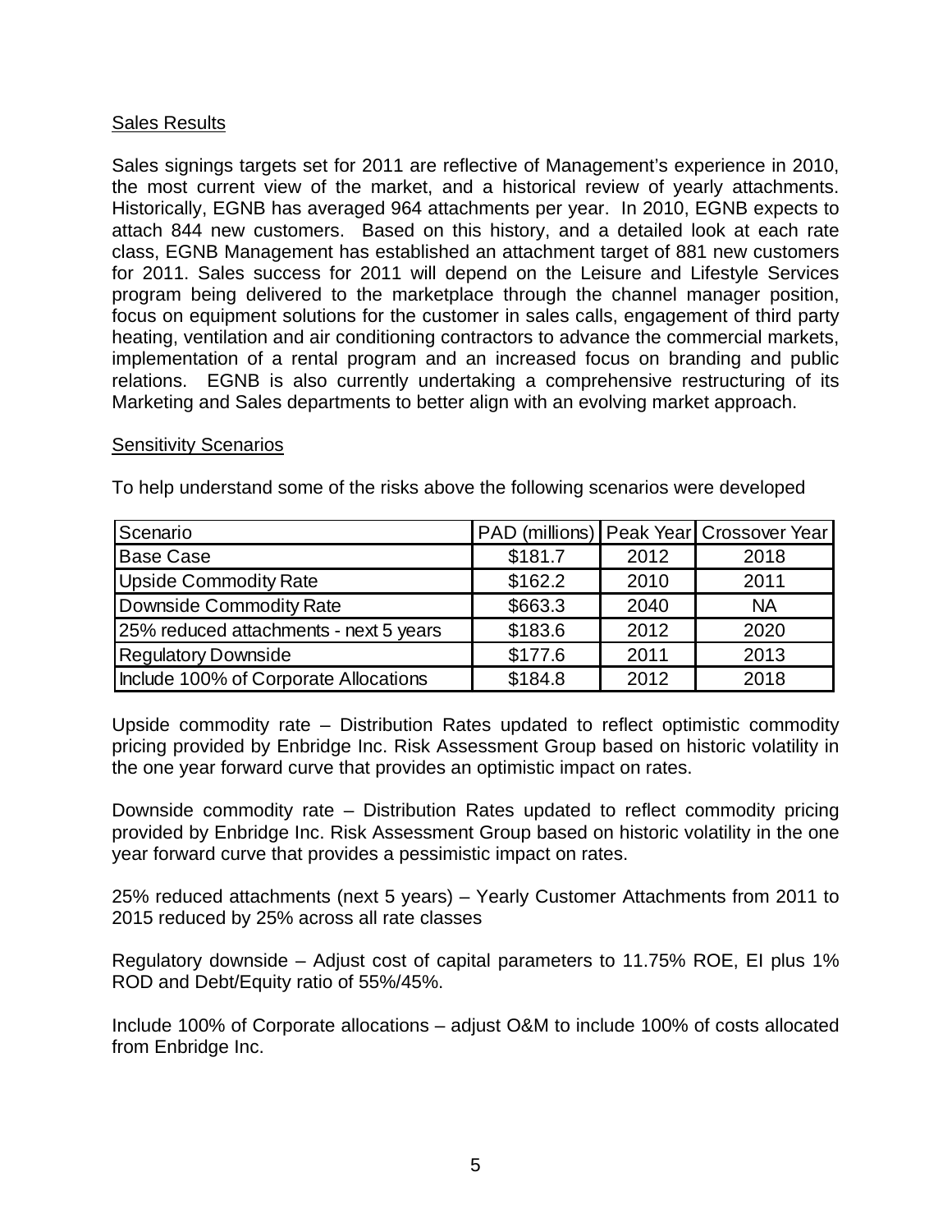## Sales Results

Sales signings targets set for 2011 are reflective of Management's experience in 2010, the most current view of the market, and a historical review of yearly attachments. Historically, EGNB has averaged 964 attachments per year. In 2010, EGNB expects to attach 844 new customers. Based on this history, and a detailed look at each rate class, EGNB Management has established an attachment target of 881 new customers for 2011. Sales success for 2011 will depend on the Leisure and Lifestyle Services program being delivered to the marketplace through the channel manager position, focus on equipment solutions for the customer in sales calls, engagement of third party heating, ventilation and air conditioning contractors to advance the commercial markets, implementation of a rental program and an increased focus on branding and public relations. EGNB is also currently undertaking a comprehensive restructuring of its Marketing and Sales departments to better align with an evolving market approach.

## Sensitivity Scenarios

To help understand some of the risks above the following scenarios were developed

| Scenario | PAD (millions) | Peak Year | Crossover Year |
| --- | --- | --- | --- |
| Base Case | $181.7 | 2012 | 2018 |
| Upside Commodity Rate | $162.2 | 2010 | 2011 |
| Downside Commodity Rate | $663.3 | 2040 | NA |
| 25% reduced attachments - next 5 years | $183.6 | 2012 | 2020 |
| Regulatory Downside | $177.6 | 2011 | 2013 |
| Include 100% of Corporate Allocations | $184.8 | 2012 | 2018 |

Upside commodity rate – Distribution Rates updated to reflect optimistic commodity pricing provided by Enbridge Inc. Risk Assessment Group based on historic volatility in the one year forward curve that provides an optimistic impact on rates.

Downside commodity rate – Distribution Rates updated to reflect commodity pricing provided by Enbridge Inc. Risk Assessment Group based on historic volatility in the one year forward curve that provides a pessimistic impact on rates.

25% reduced attachments (next 5 years) – Yearly Customer Attachments from 2011 to 2015 reduced by 25% across all rate classes

Regulatory downside – Adjust cost of capital parameters to 11.75% ROE, EI plus 1% ROD and Debt/Equity ratio of 55%/45%.

Include 100% of Corporate allocations – adjust O&M to include 100% of costs allocated from Enbridge Inc.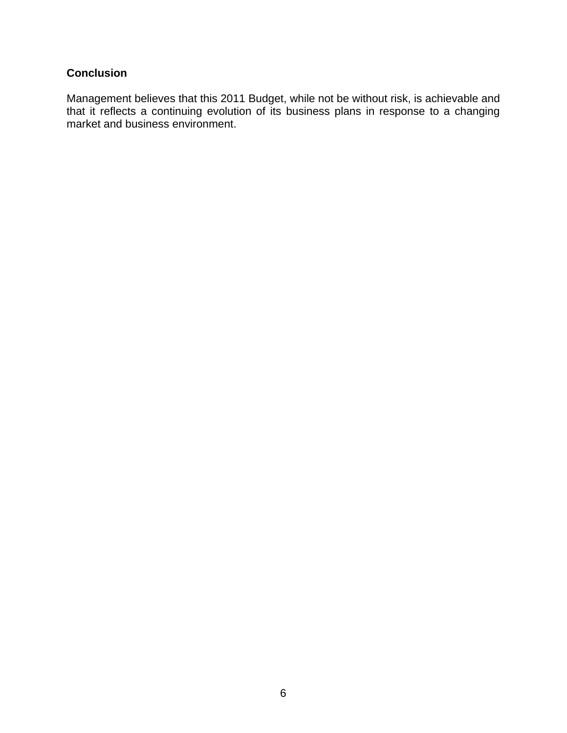**Conclusion**

Management believes that this 2011 Budget, while not be without risk, is achievable and that it reflects a continuing evolution of its business plans in response to a changing market and business environment.